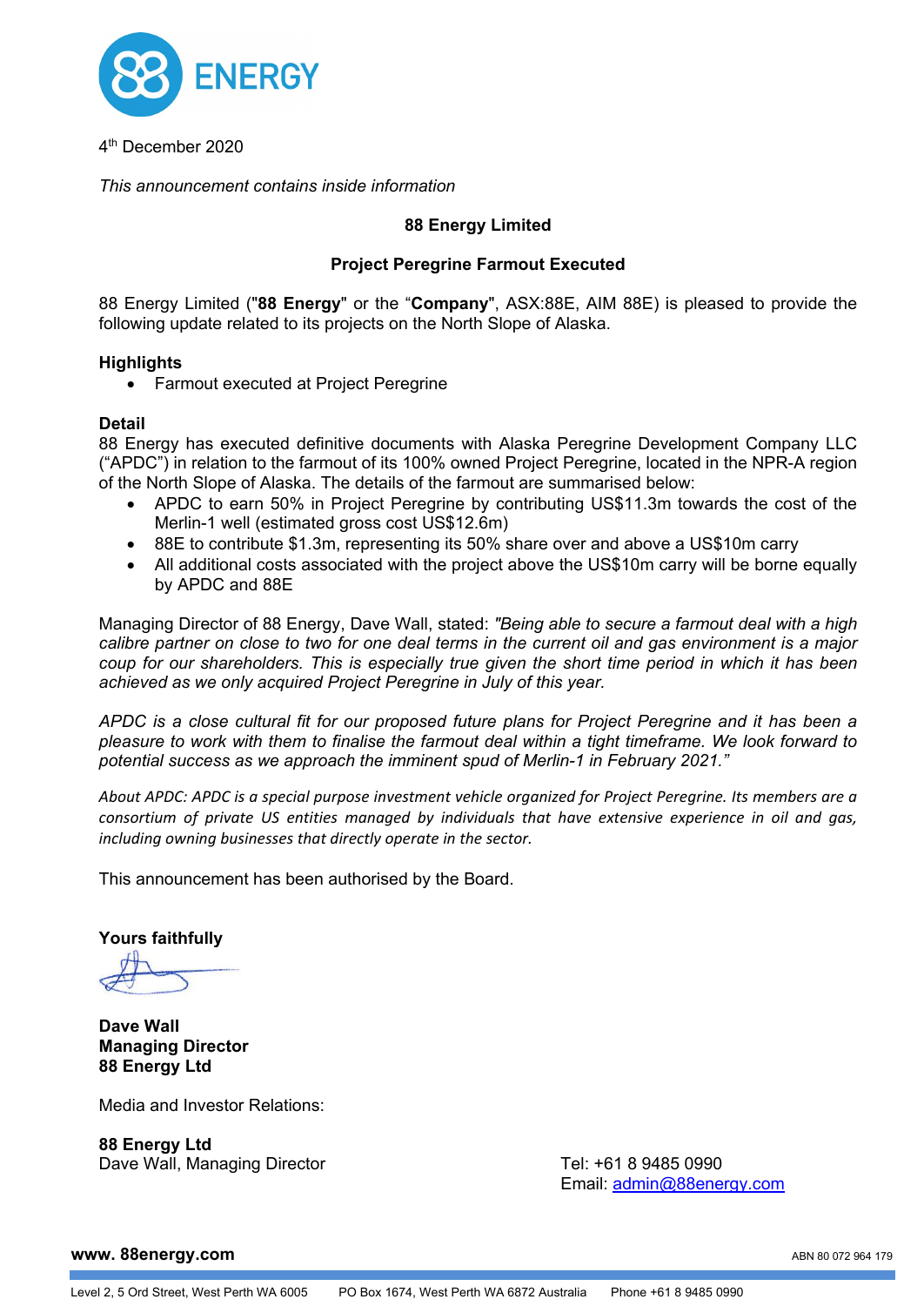4th December 2020

*This announcement contains inside information*

**88 Energy Limited**

**Project Peregrine Farmout Executed**

88 Energy Limited ("**88 Energy**" or the "**Company**", ASX:88E, AIM 88E) is pleased to provide the following update related to its projects on the North Slope of Alaska.

**Highlights**

- Farmout executed at Project Peregrine

**Detail**

88 Energy has executed definitive documents with Alaska Peregrine Development Company LLC ("APDC") in relation to the farmout of its 100% owned Project Peregrine, located in the NPR-A region of the North Slope of Alaska. The details of the farmout are summarised below:

- APDC to earn 50% in Project Peregrine by contributing US$11.3m towards the cost of the Merlin-1 well (estimated gross cost US$12.6m)
- 88E to contribute $1.3m, representing its 50% share over and above a US$10m carry
- All additional costs associated with the project above the US$10m carry will be borne equally by APDC and 88E

Managing Director of 88 Energy, Dave Wall, stated: *"Being able to secure a farmout deal with a high calibre partner on close to two for one deal terms in the current oil and gas environment is a major coup for our shareholders. This is especially true given the short time period in which it has been achieved as we only acquired Project Peregrine in July of this year.*

*APDC is a close cultural fit for our proposed future plans for Project Peregrine and it has been a pleasure to work with them to finalise the farmout deal within a tight timeframe. We look forward to potential success as we approach the imminent spud of Merlin-1 in February 2021."*

*About APDC: APDC is a special purpose investment vehicle organized for Project Peregrine. Its members are a consortium of private US entities managed by individuals that have extensive experience in oil and gas, including owning businesses that directly operate in the sector.*

This announcement has been authorised by the Board.

**Yours faithfully**

**Dave Wall**
**Managing Director**
**88 Energy Ltd**

Media and Investor Relations:

**88 Energy Ltd**
Dave Wall, Managing Director

Tel: +61 8 9485 0990
Email: admin@88energy.com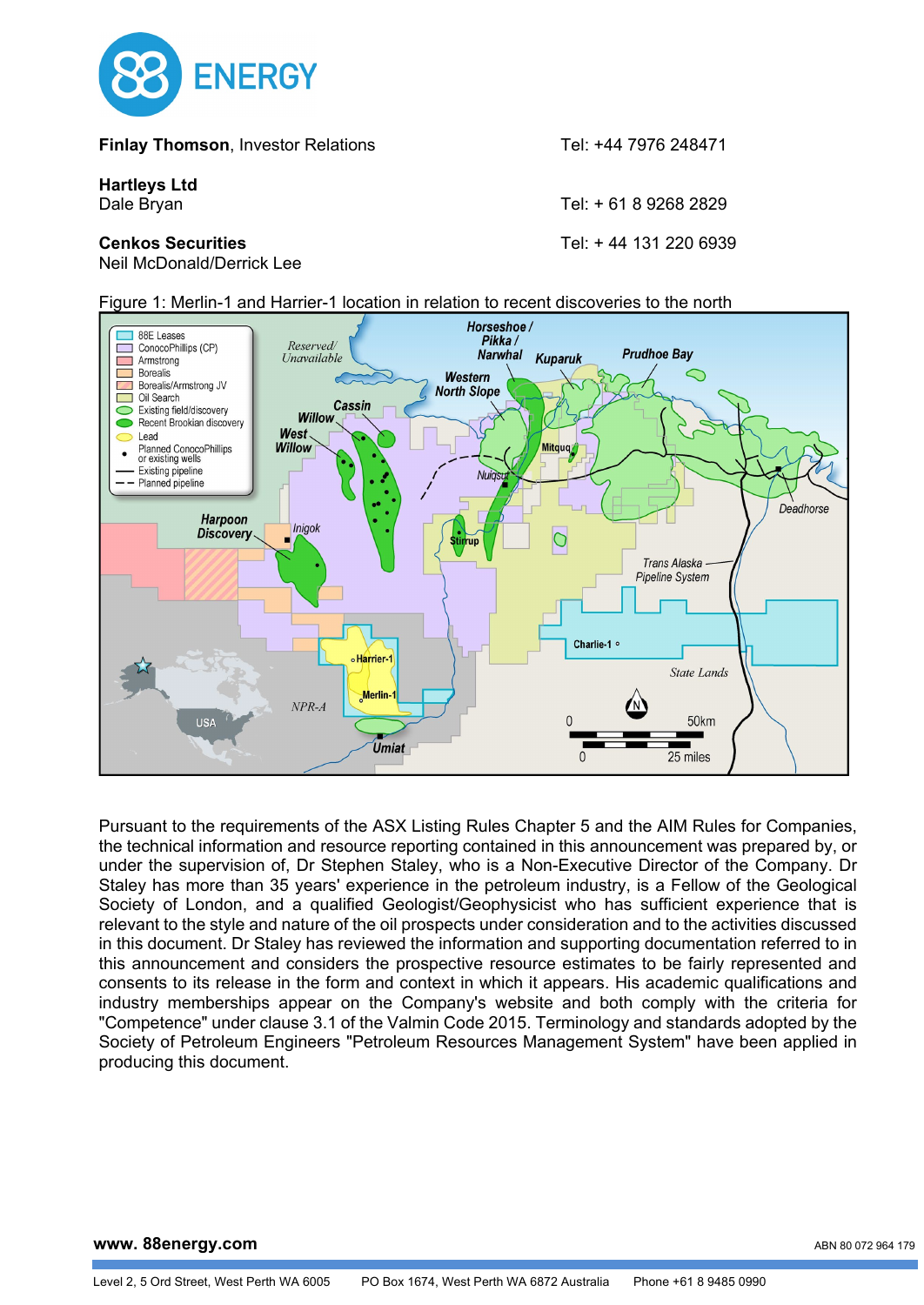**Finlay Thomson**, Investor Relations Tel: +44 7976 248471

**Hartleys Ltd**
Dale Bryan Tel: + 61 8 9268 2829

**Cenkos Securities**
Neil McDonald/Derrick Lee Tel: + 44 131 220 6939

Figure 1: Merlin-1 and Harrier-1 location in relation to recent discoveries to the north

88E Leases
ConocoPhillips (CP)
Armstrong
Borealis
Borealis/Armstrong JV
Oil Search
Existing field/discovery
Recent Brookian discovery
Lead
Planned ConocoPhillips or existing wells
Existing pipeline
Planned pipeline

Reserved/ Unavailable
Horseshoe / Pikka / Narwhal
Kuparuk
Prudhoe Bay
Western North Slope
Cassin
Willow
West Willow
Mitquq
Nuiqsut
Deadhorse
Harpoon Discovery
Inigok
Stirrup
Trans Alaska Pipeline System
Charlie-1
State Lands
Harrier-1
Merlin-1
NPR-A
USA
Umiat
0 50km
0 25 miles

Pursuant to the requirements of the ASX Listing Rules Chapter 5 and the AIM Rules for Companies, the technical information and resource reporting contained in this announcement was prepared by, or under the supervision of, Dr Stephen Staley, who is a Non-Executive Director of the Company. Dr Staley has more than 35 years' experience in the petroleum industry, is a Fellow of the Geological Society of London, and a qualified Geologist/Geophysicist who has sufficient experience that is relevant to the style and nature of the oil prospects under consideration and to the activities discussed in this document. Dr Staley has reviewed the information and supporting documentation referred to in this announcement and considers the prospective resource estimates to be fairly represented and consents to its release in the form and context in which it appears. His academic qualifications and industry memberships appear on the Company's website and both comply with the criteria for "Competence" under clause 3.1 of the Valmin Code 2015. Terminology and standards adopted by the Society of Petroleum Engineers "Petroleum Resources Management System" have been applied in producing this document.